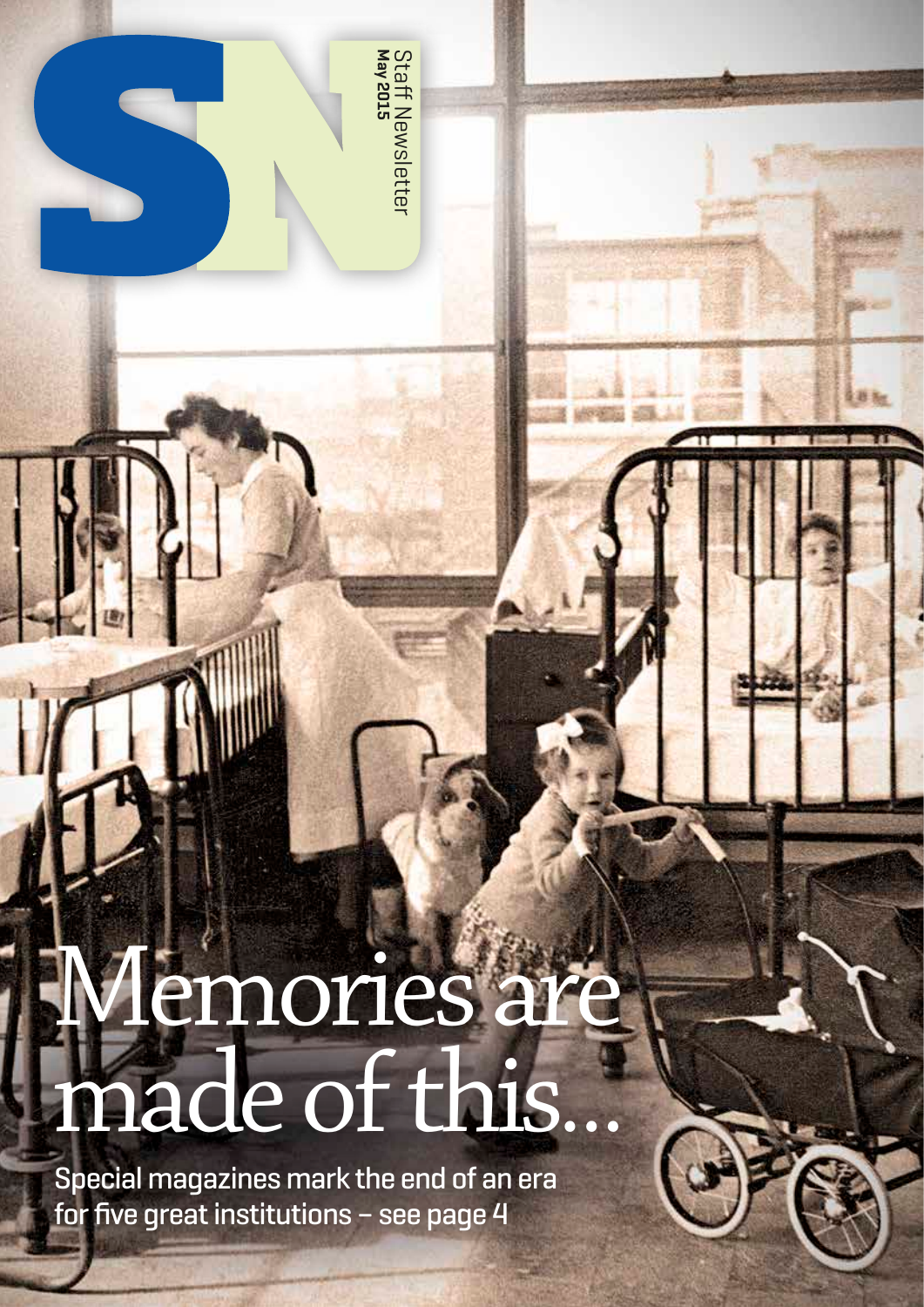# SN

Staff Newsletter
**May 2015**

# Memories are made of this...

**Special magazines mark the end of an era for five great institutions – see page 4**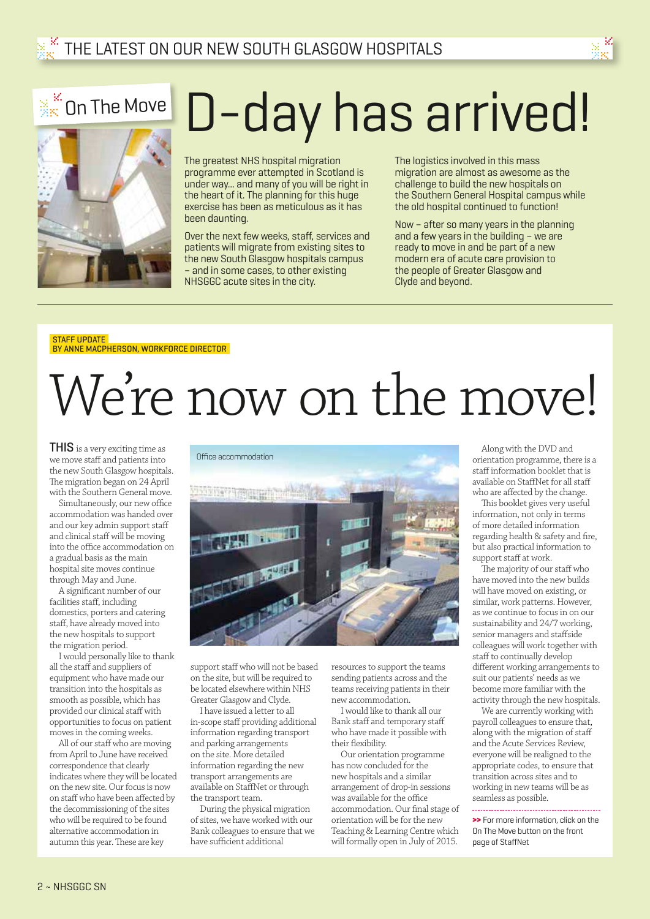# D-day has arrived!

On The Move

The greatest NHS hospital migration programme ever attempted in Scotland is under way... and many of you will be right in the heart of it. The planning for this huge exercise has been as meticulous as it has been daunting.

Over the next few weeks, staff, services and patients will migrate from existing sites to the new South Glasgow hospitals campus – and in some cases, to other existing NHSGGC acute sites in the city.

The logistics involved in this mass migration are almost as awesome as the challenge to build the new hospitals on the Southern General Hospital campus while the old hospital continued to function!

Now – after so many years in the planning and a few years in the building – we are ready to move in and be part of a new modern era of acute care provision to the people of Greater Glasgow and Clyde and beyond.

STAFF UPDATE
BY ANNE MACPHERSON, WORKFORCE DIRECTOR

# We're now on the move!

**THIS** is a very exciting time as we move staff and patients into the new South Glasgow hospitals. The migration began on 24 April with the Southern General move.

Simultaneously, our new office accommodation was handed over and our key admin support staff and clinical staff will be moving into the office accommodation on a gradual basis as the main hospital site moves continue through May and June.

A significant number of our facilities staff, including domestics, porters and catering staff, have already moved into the new hospitals to support the migration period.

I would personally like to thank all the staff and suppliers of equipment who have made our transition into the hospitals as smooth as possible, which has provided our clinical staff with opportunities to focus on patient moves in the coming weeks.

All of our staff who are moving from April to June have received correspondence that clearly indicates where they will be located on the new site. Our focus is now on staff who have been affected by the decommissioning of the sites who will be required to be found alternative accommodation in autumn this year. These are key support staff who will not be based on the site, but will be required to be located elsewhere within NHS Greater Glasgow and Clyde.

Office accommodation

I have issued a letter to all in-scope staff providing additional information regarding transport and parking arrangements on the site. More detailed information regarding the new transport arrangements are available on StaffNet or through the transport team.

During the physical migration of sites, we have worked with our Bank colleagues to ensure that we have sufficient additional resources to support the teams sending patients across and the teams receiving patients in their new accommodation.

I would like to thank all our Bank staff and temporary staff who have made it possible with their flexibility.

Our orientation programme has now concluded for the new hospitals and a similar arrangement of drop-in sessions was available for the office accommodation. Our final stage of orientation will be for the new Teaching & Learning Centre which will formally open in July of 2015.

Along with the DVD and orientation programme, there is a staff information booklet that is available on StaffNet for all staff who are affected by the change.

This booklet gives very useful information, not only in terms of more detailed information regarding health & safety and fire, but also practical information to support staff at work.

The majority of our staff who have moved into the new builds will have moved on existing, or similar, work patterns. However, as we continue to focus in on our sustainability and 24/7 working, senior managers and staffside colleagues will work together with staff to continually develop different working arrangements to suit our patients' needs as we become more familiar with the activity through the new hospitals.

We are currently working with payroll colleagues to ensure that, along with the migration of staff and the Acute Services Review, everyone will be realigned to the appropriate codes, to ensure that transition across sites and to working in new teams will be as seamless as possible.

>> For more information, click on the On The Move button on the front page of StaffNet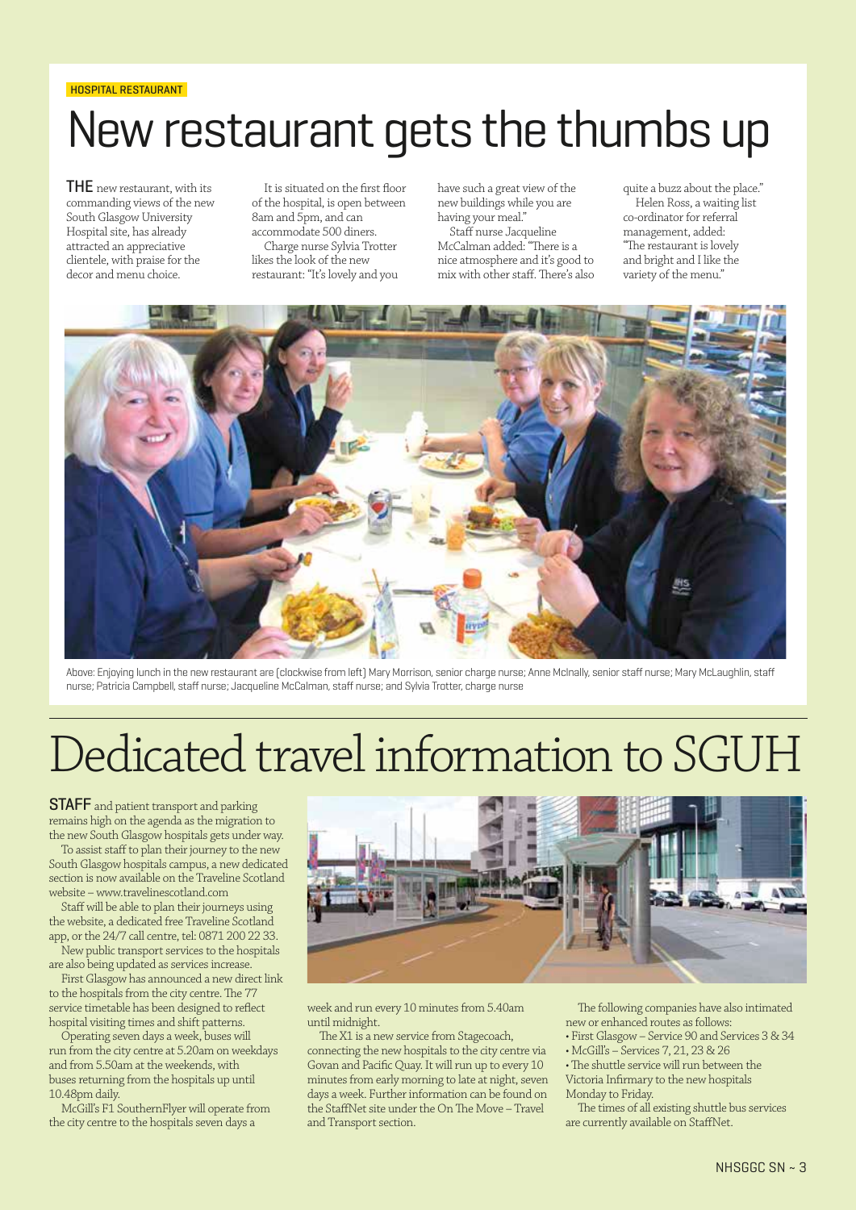HOSPITAL RESTAURANT

# New restaurant gets the thumbs up

**THE** new restaurant, with its commanding views of the new South Glasgow University Hospital site, has already attracted an appreciative clientele, with praise for the decor and menu choice.

It is situated on the first floor of the hospital, is open between 8am and 5pm, and can accommodate 500 diners.

Charge nurse Sylvia Trotter likes the look of the new restaurant: "It's lovely and you have such a great view of the new buildings while you are having your meal."

Staff nurse Jacqueline McCalman added: "There is a nice atmosphere and it's good to mix with other staff. There's also quite a buzz about the place."

Helen Ross, a waiting list co-ordinator for referral management, added: "The restaurant is lovely and bright and I like the variety of the menu."

Above: Enjoying lunch in the new restaurant are (clockwise from left) Mary Morrison, senior charge nurse; Anne McInally, senior staff nurse; Mary McLaughlin, staff nurse; Patricia Campbell, staff nurse; Jacqueline McCalman, staff nurse; and Sylvia Trotter, charge nurse

# Dedicated travel information to SGUH

**STAFF** and patient transport and parking remains high on the agenda as the migration to the new South Glasgow hospitals gets under way.

To assist staff to plan their journey to the new South Glasgow hospitals campus, a new dedicated section is now available on the Traveline Scotland website – www.travelinescotland.com

Staff will be able to plan their journeys using the website, a dedicated free Traveline Scotland app, or the 24/7 call centre, tel: 0871 200 22 33.

New public transport services to the hospitals are also being updated as services increase.

First Glasgow has announced a new direct link to the hospitals from the city centre. The 77 service timetable has been designed to reflect hospital visiting times and shift patterns.

Operating seven days a week, buses will run from the city centre at 5.20am on weekdays and from 5.50am at the weekends, with buses returning from the hospitals up until 10.48pm daily.

McGill's F1 SouthernFlyer will operate from the city centre to the hospitals seven days a week and run every 10 minutes from 5.40am until midnight.

The X1 is a new service from Stagecoach, connecting the new hospitals to the city centre via Govan and Pacific Quay. It will run up to every 10 minutes from early morning to late at night, seven days a week. Further information can be found on the StaffNet site under the On The Move – Travel and Transport section.

The following companies have also intimated new or enhanced routes as follows:

- First Glasgow – Service 90 and Services 3 & 34
- McGill's – Services 7, 21, 23 & 26
- The shuttle service will run between the Victoria Infirmary to the new hospitals Monday to Friday.

The times of all existing shuttle bus services are currently available on StaffNet.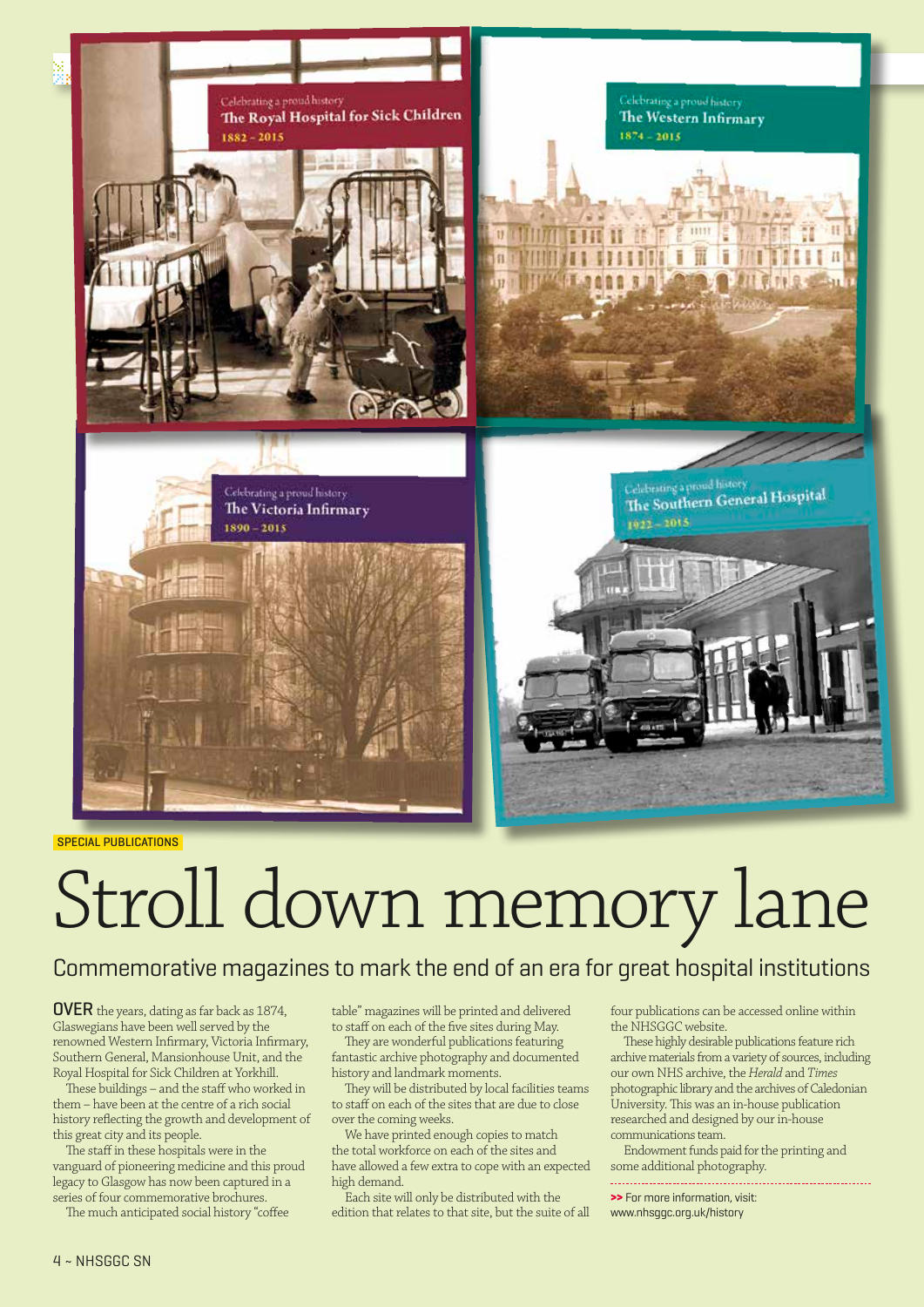Celebrating a proud history
The Royal Hospital for Sick Children
1882 – 2015

Celebrating a proud history
The Western Infirmary
1874 – 2015

Celebrating a proud history
The Victoria Infirmary
1890 – 2015

Celebrating a proud history
The Southern General Hospital
1922 – 2015

SPECIAL PUBLICATIONS

# Stroll down memory lane

## Commemorative magazines to mark the end of an era for great hospital institutions

**OVER** the years, dating as far back as 1874, Glaswegians have been well served by the renowned Western Infirmary, Victoria Infirmary, Southern General, Mansionhouse Unit, and the Royal Hospital for Sick Children at Yorkhill.

These buildings – and the staff who worked in them – have been at the centre of a rich social history reflecting the growth and development of this great city and its people.

The staff in these hospitals were in the vanguard of pioneering medicine and this proud legacy to Glasgow has now been captured in a series of four commemorative brochures.

The much anticipated social history "coffee table" magazines will be printed and delivered to staff on each of the five sites during May.

They are wonderful publications featuring fantastic archive photography and documented history and landmark moments.

They will be distributed by local facilities teams to staff on each of the sites that are due to close over the coming weeks.

We have printed enough copies to match the total workforce on each of the sites and have allowed a few extra to cope with an expected high demand.

Each site will only be distributed with the edition that relates to that site, but the suite of all four publications can be accessed online within the NHSGGC website.

These highly desirable publications feature rich archive materials from a variety of sources, including our own NHS archive, the *Herald* and *Times* photographic library and the archives of Caledonian University. This was an in-house publication researched and designed by our in-house communications team.

Endowment funds paid for the printing and some additional photography.

**>>** For more information, visit: www.nhsggc.org.uk/history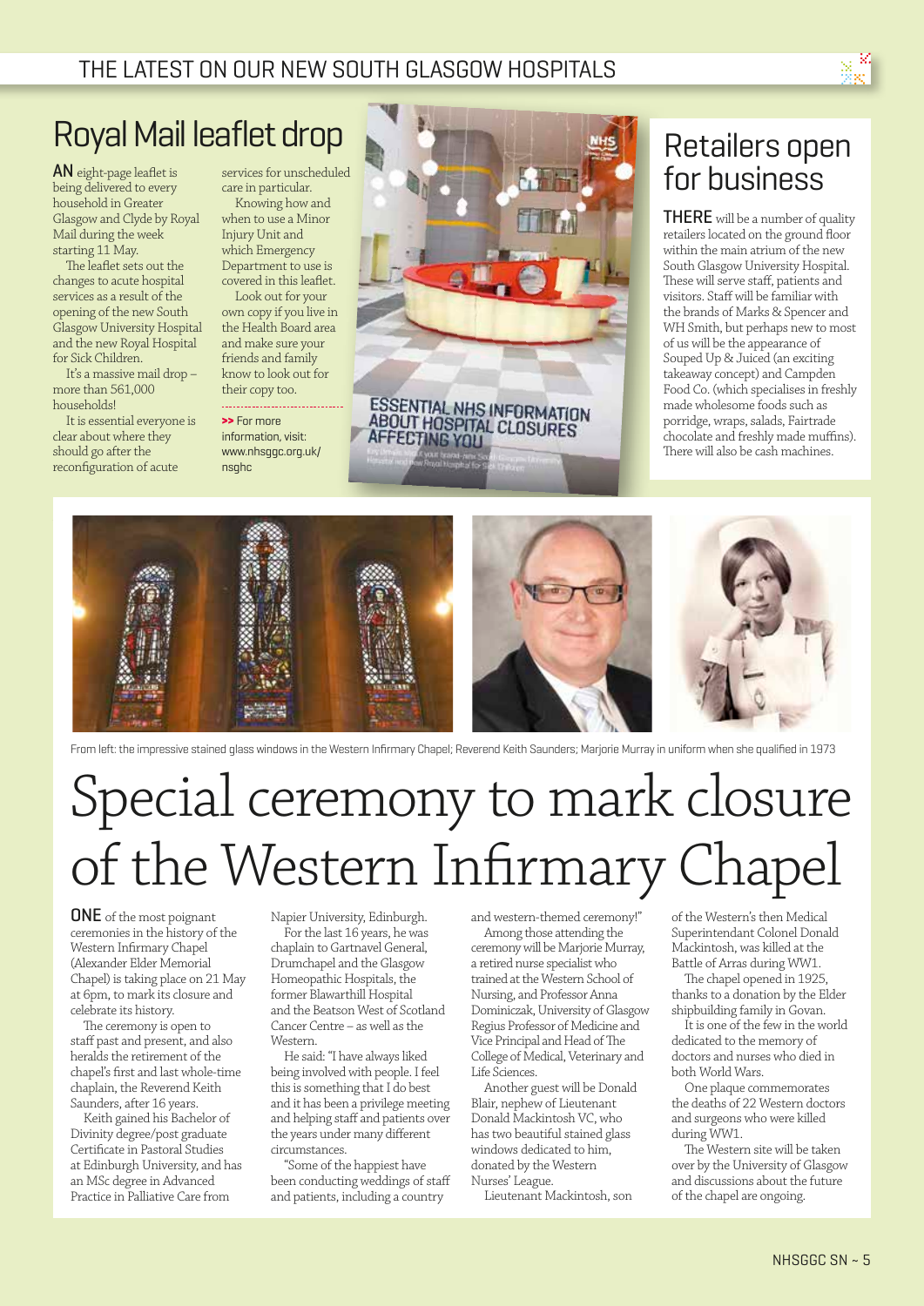## Royal Mail leaflet drop

**AN** eight-page leaflet is being delivered to every household in Greater Glasgow and Clyde by Royal Mail during the week starting 11 May.

The leaflet sets out the changes to acute hospital services as a result of the opening of the new South Glasgow University Hospital and the new Royal Hospital for Sick Children.

It's a massive mail drop – more than 561,000 households!

It is essential everyone is clear about where they should go after the reconfiguration of acute services for unscheduled care in particular.

Knowing how and when to use a Minor Injury Unit and which Emergency Department to use is covered in this leaflet.

Look out for your own copy if you live in the Health Board area and make sure your friends and family know to look out for their copy too.

**>>** For more information, visit: www.nhsggc.org.uk/nsghc

ESSENTIAL NHS INFORMATION ABOUT HOSPITAL CLOSURES AFFECTING YOU

## Retailers open for business

**THERE** will be a number of quality retailers located on the ground floor within the main atrium of the new South Glasgow University Hospital. These will serve staff, patients and visitors. Staff will be familiar with the brands of Marks & Spencer and WH Smith, but perhaps new to most of us will be the appearance of Souped Up & Juiced (an exciting takeaway concept) and Campden Food Co. (which specialises in freshly made wholesome foods such as porridge, wraps, salads, Fairtrade chocolate and freshly made muffins). There will also be cash machines.

From left: the impressive stained glass windows in the Western Infirmary Chapel; Reverend Keith Saunders; Marjorie Murray in uniform when she qualified in 1973

# Special ceremony to mark closure of the Western Infirmary Chapel

**ONE** of the most poignant ceremonies in the history of the Western Infirmary Chapel (Alexander Elder Memorial Chapel) is taking place on 21 May at 6pm, to mark its closure and celebrate its history.

The ceremony is open to staff past and present, and also heralds the retirement of the chapel's first and last whole-time chaplain, the Reverend Keith Saunders, after 16 years.

Keith gained his Bachelor of Divinity degree/post graduate Certificate in Pastoral Studies at Edinburgh University, and has an MSc degree in Advanced Practice in Palliative Care from Napier University, Edinburgh.

For the last 16 years, he was chaplain to Gartnavel General, Drumchapel and the Glasgow Homeopathic Hospitals, the former Blawarthill Hospital and the Beatson West of Scotland Cancer Centre – as well as the Western.

He said: "I have always liked being involved with people. I feel this is something that I do best and it has been a privilege meeting and helping staff and patients over the years under many different circumstances.

"Some of the happiest have been conducting weddings of staff and patients, including a country and western-themed ceremony!"

Among those attending the ceremony will be Marjorie Murray, a retired nurse specialist who trained at the Western School of Nursing, and Professor Anna Dominiczak, University of Glasgow Regius Professor of Medicine and Vice Principal and Head of The College of Medical, Veterinary and Life Sciences.

Another guest will be Donald Blair, nephew of Lieutenant Donald Mackintosh VC, who has two beautiful stained glass windows dedicated to him, donated by the Western Nurses' League.

Lieutenant Mackintosh, son of the Western's then Medical Superintendant Colonel Donald Mackintosh, was killed at the Battle of Arras during WW1.

The chapel opened in 1925, thanks to a donation by the Elder shipbuilding family in Govan.

It is one of the few in the world dedicated to the memory of doctors and nurses who died in both World Wars.

One plaque commemorates the deaths of 22 Western doctors and surgeons who were killed during WW1.

The Western site will be taken over by the University of Glasgow and discussions about the future of the chapel are ongoing.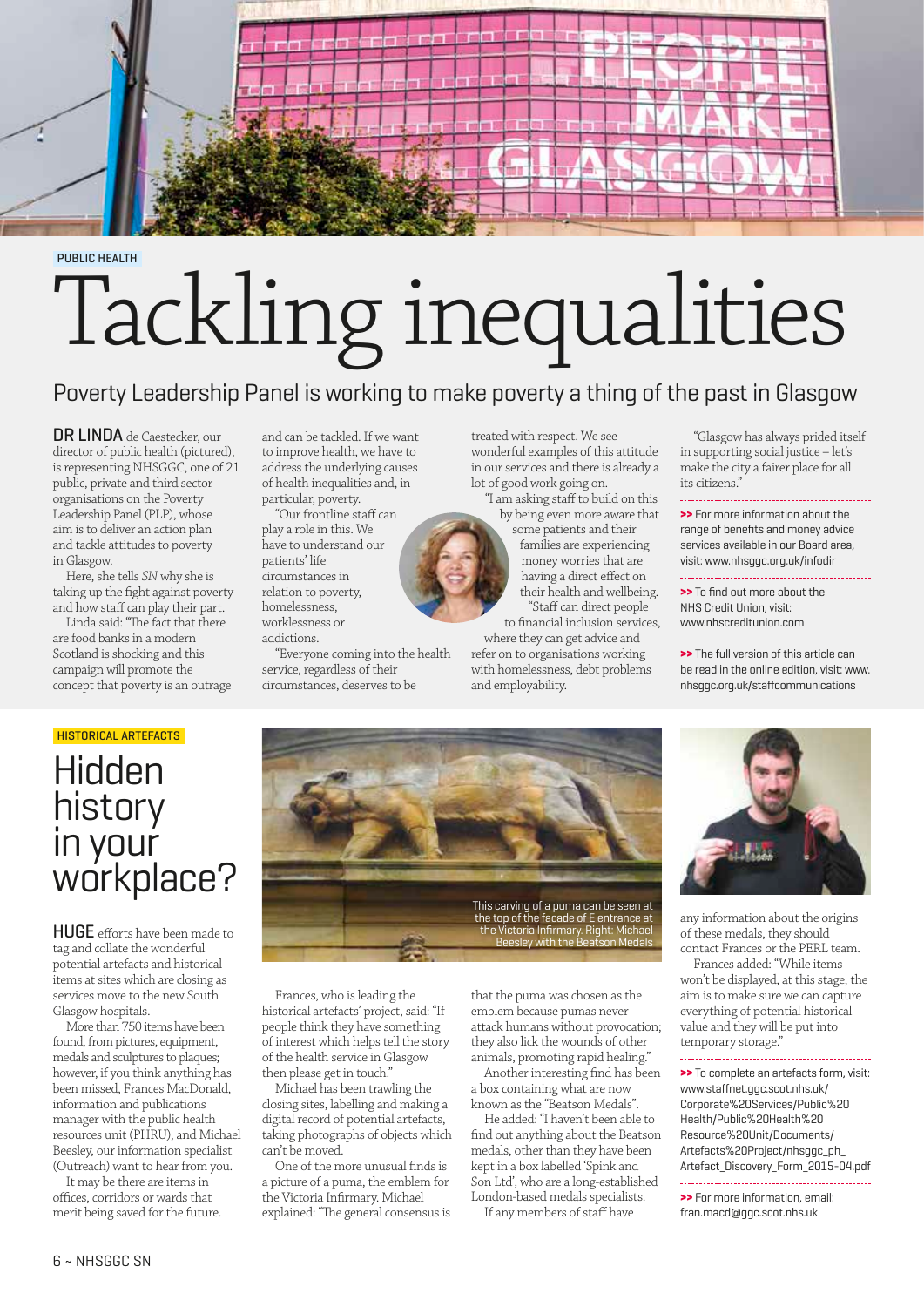PUBLIC HEALTH

# Tackling inequalities

## Poverty Leadership Panel is working to make poverty a thing of the past in Glasgow

**DR LINDA** de Caestecker, our director of public health (pictured), is representing NHSGGC, one of 21 public, private and third sector organisations on the Poverty Leadership Panel (PLP), whose aim is to deliver an action plan and tackle attitudes to poverty in Glasgow.

Here, she tells *SN* why she is taking up the fight against poverty and how staff can play their part.

Linda said: "The fact that there are food banks in a modern Scotland is shocking and this campaign will promote the concept that poverty is an outrage and can be tackled. If we want to improve health, we have to address the underlying causes of health inequalities and, in particular, poverty.

"Our frontline staff can play a role in this. We have to understand our patients' life circumstances in relation to poverty, homelessness, worklessness or addictions.

"Everyone coming into the health service, regardless of their circumstances, deserves to be treated with respect. We see wonderful examples of this attitude in our services and there is already a lot of good work going on.

"I am asking staff to build on this by being even more aware that some patients and their families are experiencing money worries that are having a direct effect on their health and wellbeing.

"Staff can direct people to financial inclusion services, where they can get advice and refer on to organisations working with homelessness, debt problems and employability.

"Glasgow has always prided itself in supporting social justice – let's make the city a fairer place for all its citizens."

**>>** For more information about the range of benefits and money advice services available in our Board area, visit: www.nhsggc.org.uk/infodir

**>>** To find out more about the NHS Credit Union, visit: www.nhscreditunion.com

**>>** The full version of this article can be read in the online edition, visit: www.nhsggc.org.uk/staffcommunications

HISTORICAL ARTEFACTS

# Hidden history in your workplace?

**HUGE** efforts have been made to tag and collate the wonderful potential artefacts and historical items at sites which are closing as services move to the new South Glasgow hospitals.

More than 750 items have been found, from pictures, equipment, medals and sculptures to plaques; however, if you think anything has been missed, Frances MacDonald, information and publications manager with the public health resources unit (PHRU), and Michael Beesley, our information specialist (Outreach) want to hear from you.

It may be there are items in offices, corridors or wards that merit being saved for the future.

This carving of a puma can be seen at the top of the facade of E entrance at the Victoria Infirmary. Right: Michael Beesley with the Beatson Medals

Frances, who is leading the historical artefacts' project, said: "If people think they have something of interest which helps tell the story of the health service in Glasgow then please get in touch."

Michael has been trawling the closing sites, labelling and making a digital record of potential artefacts, taking photographs of objects which can't be moved.

One of the more unusual finds is a picture of a puma, the emblem for the Victoria Infirmary. Michael explained: "The general consensus is that the puma was chosen as the emblem because pumas never attack humans without provocation; they also lick the wounds of other animals, promoting rapid healing."

Another interesting find has been a box containing what are now known as the "Beatson Medals".

He added: "I haven't been able to find out anything about the Beatson medals, other than they have been kept in a box labelled 'Spink and Son Ltd', who are a long-established London-based medals specialists.

If any members of staff have any information about the origins of these medals, they should contact Frances or the PERL team.

Frances added: "While items won't be displayed, at this stage, the aim is to make sure we can capture everything of potential historical value and they will be put into temporary storage."

**>>** To complete an artefacts form, visit: www.staffnet.ggc.scot.nhs.uk/Corporate%20Services/Public%20Health/Public%20Health%20Resource%20Unit/Documents/Artefacts%20Project/nhsggc_ph_Artefact_Discovery_Form_2015-04.pdf

**>>** For more information, email: fran.macd@ggc.scot.nhs.uk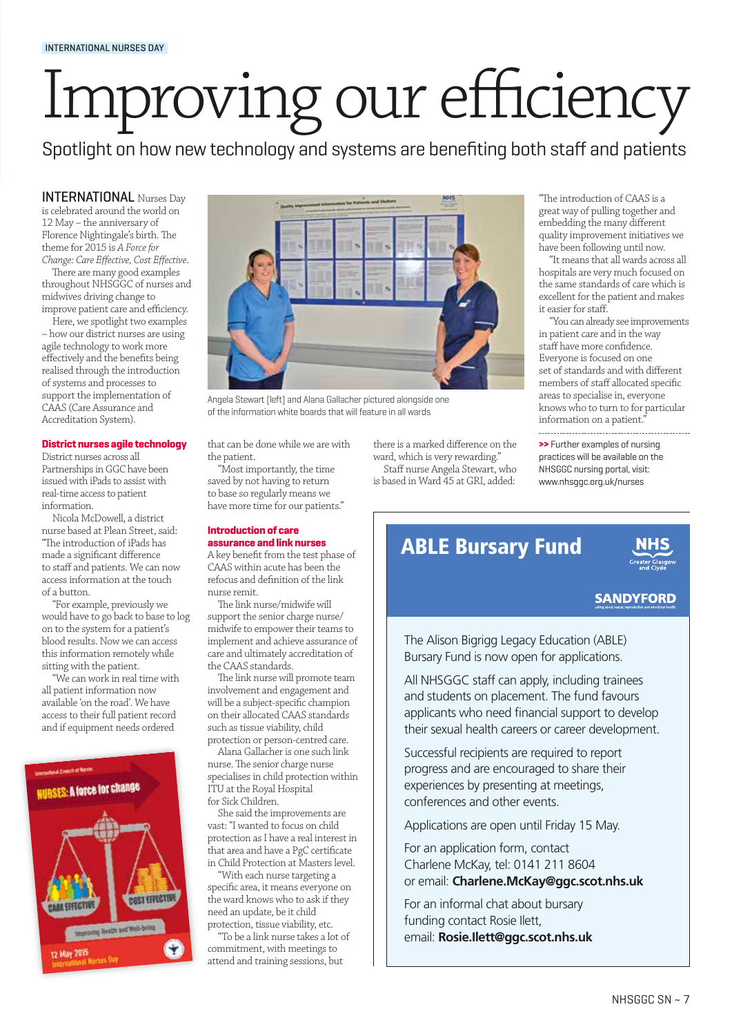INTERNATIONAL NURSES DAY

# Improving our efficiency

Spotlight on how new technology and systems are benefiting both staff and patients

INTERNATIONAL Nurses Day is celebrated around the world on 12 May – the anniversary of Florence Nightingale's birth. The theme for 2015 is *A Force for Change: Care Effective, Cost Effective*.

There are many good examples throughout NHSGGC of nurses and midwives driving change to improve patient care and efficiency.

Here, we spotlight two examples – how our district nurses are using agile technology to work more effectively and the benefits being realised through the introduction of systems and processes to support the implementation of CAAS (Care Assurance and Accreditation System).

### District nurses agile technology

District nurses across all Partnerships in GGC have been issued with iPads to assist with real-time access to patient information.

Nicola McDowell, a district nurse based at Plean Street, said: "The introduction of iPads has made a significant difference to staff and patients. We can now access information at the touch of a button.

"For example, previously we would have to go back to base to log on to the system for a patient's blood results. Now we can access this information remotely while sitting with the patient.

"We can work in real time with all patient information now available 'on the road'. We have access to their full patient record and if equipment needs ordered that can be done while we are with the patient.

"Most importantly, the time saved by not having to return to base so regularly means we have more time for our patients."

Angela Stewart (left) and Alana Gallacher pictured alongside one of the information white boards that will feature in all wards

### Introduction of care assurance and link nurses

A key benefit from the test phase of CAAS within acute has been the refocus and definition of the link nurse remit.

The link nurse/midwife will support the senior charge nurse/midwife to empower their teams to implement and achieve assurance of care and ultimately accreditation of the CAAS standards.

The link nurse will promote team involvement and engagement and will be a subject-specific champion on their allocated CAAS standards such as tissue viability, child protection or person-centred care.

Alana Gallacher is one such link nurse. The senior charge nurse specialises in child protection within ITU at the Royal Hospital for Sick Children.

She said the improvements are vast: "I wanted to focus on child protection as I have a real interest in that area and have a PgC certificate in Child Protection at Masters level.

"With each nurse targeting a specific area, it means everyone on the ward knows who to ask if they need an update, be it child protection, tissue viability, etc.

"To be a link nurse takes a lot of commitment, with meetings to attend and training sessions, but there is a marked difference on the ward, which is very rewarding."

Staff nurse Angela Stewart, who is based in Ward 45 at GRI, added:

"The introduction of CAAS is a great way of pulling together and embedding the many different quality improvement initiatives we have been following until now.

"It means that all wards across all hospitals are very much focused on the same standards of care which is excellent for the patient and makes it easier for staff.

"You can already see improvements in patient care and in the way staff have more confidence. Everyone is focused on one set of standards and with different members of staff allocated specific areas to specialise in, everyone knows who to turn to for particular information on a patient."

**>>** Further examples of nursing practices will be available on the NHSGGC nursing portal, visit: www.nhsggc.org.uk/nurses

## ABLE Bursary Fund

NHS Greater Glasgow and Clyde

SANDYFORD

The Alison Bigrigg Legacy Education (ABLE) Bursary Fund is now open for applications.

All NHSGGC staff can apply, including trainees and students on placement. The fund favours applicants who need financial support to develop their sexual health careers or career development.

Successful recipients are required to report progress and are encouraged to share their experiences by presenting at meetings, conferences and other events.

Applications are open until Friday 15 May.

For an application form, contact Charlene McKay, tel: 0141 211 8604 or email: **Charlene.McKay@ggc.scot.nhs.uk**

For an informal chat about bursary funding contact Rosie Ilett, email: **Rosie.Ilett@ggc.scot.nhs.uk**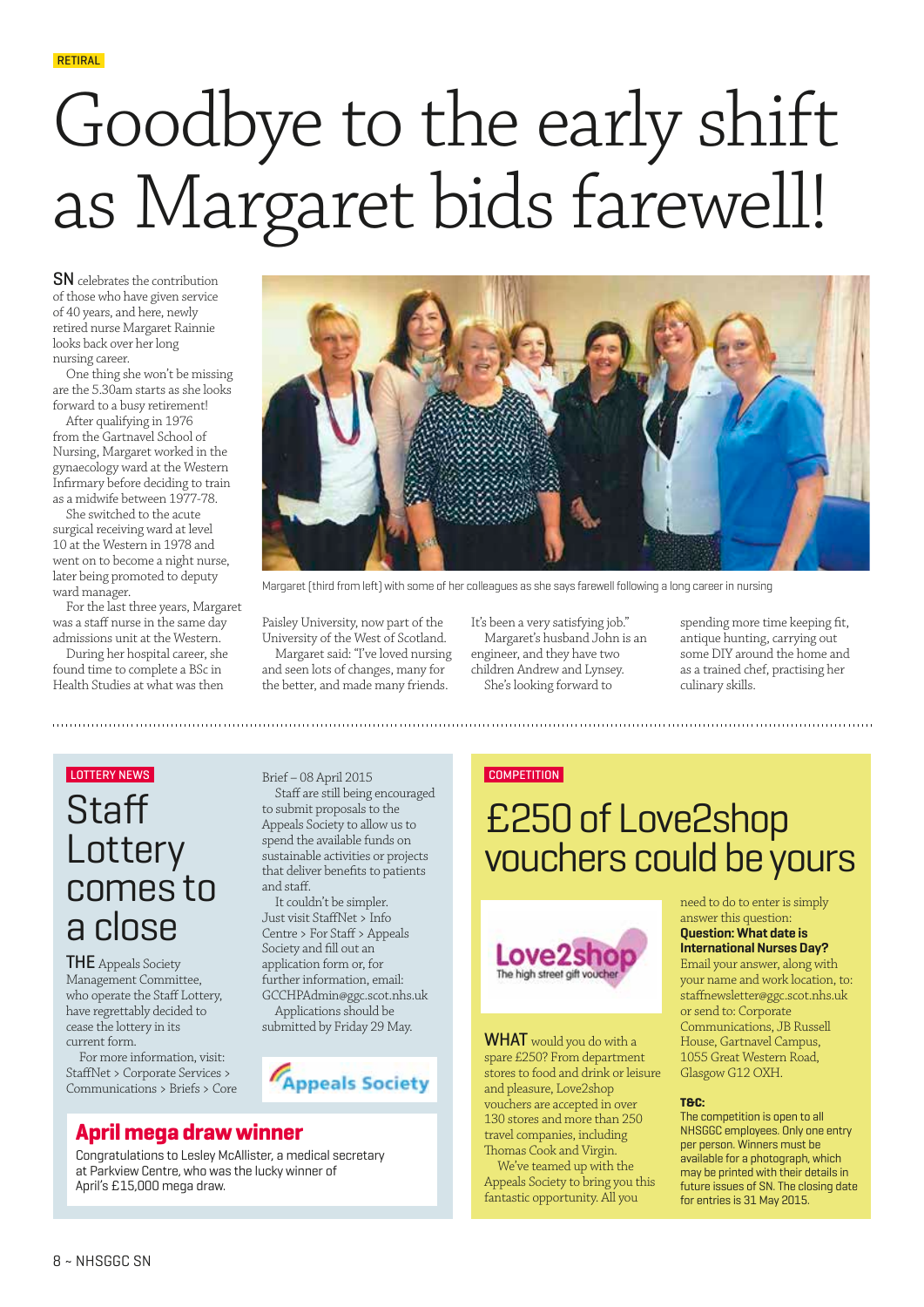RETIRAL

# Goodbye to the early shift as Margaret bids farewell!

**SN** celebrates the contribution of those who have given service of 40 years, and here, newly retired nurse Margaret Rainnie looks back over her long nursing career.

One thing she won't be missing are the 5.30am starts as she looks forward to a busy retirement!

After qualifying in 1976 from the Gartnavel School of Nursing, Margaret worked in the gynaecology ward at the Western Infirmary before deciding to train as a midwife between 1977-78.

She switched to the acute surgical receiving ward at level 10 at the Western in 1978 and went on to become a night nurse, later being promoted to deputy ward manager.

For the last three years, Margaret was a staff nurse in the same day admissions unit at the Western.

During her hospital career, she found time to complete a BSc in Health Studies at what was then Paisley University, now part of the University of the West of Scotland.

Margaret said: "I've loved nursing and seen lots of changes, many for the better, and made many friends. It's been a very satisfying job."

Margaret's husband John is an engineer, and they have two children Andrew and Lynsey.

She's looking forward to spending more time keeping fit, antique hunting, carrying out some DIY around the home and as a trained chef, practising her culinary skills.

Margaret (third from left) with some of her colleagues as she says farewell following a long career in nursing

LOTTERY NEWS

## Staff Lottery comes to a close

**THE** Appeals Society Management Committee, who operate the Staff Lottery, have regrettably decided to cease the lottery in its current form.

For more information, visit: StaffNet > Corporate Services > Communications > Briefs > Core Brief – 08 April 2015

Staff are still being encouraged to submit proposals to the Appeals Society to allow us to spend the available funds on sustainable activities or projects that deliver benefits to patients and staff.

It couldn't be simpler. Just visit StaffNet > Info Centre > For Staff > Appeals Society and fill out an application form or, for further information, email: GCCHPAdmin@ggc.scot.nhs.uk

Applications should be submitted by Friday 29 May.

Appeals Society

### April mega draw winner

Congratulations to Lesley McAllister, a medical secretary at Parkview Centre, who was the lucky winner of April's £15,000 mega draw.

COMPETITION

## £250 of Love2shop vouchers could be yours

Love2shop The high street gift voucher

**WHAT** would you do with a spare £250? From department stores to food and drink or leisure and pleasure, Love2shop vouchers are accepted in over 130 stores and more than 250 travel companies, including Thomas Cook and Virgin.

We've teamed up with the Appeals Society to bring you this fantastic opportunity. All you need to do to enter is simply answer this question:

**Question: What date is International Nurses Day?**

Email your answer, along with your name and work location, to: staffnewsletter@ggc.scot.nhs.uk or send to: Corporate Communications, JB Russell House, Gartnavel Campus, 1055 Great Western Road, Glasgow G12 OXH.

**T&C:**
The competition is open to all NHSGGC employees. Only one entry per person. Winners must be available for a photograph, which may be printed with their details in future issues of SN. The closing date for entries is 31 May 2015.